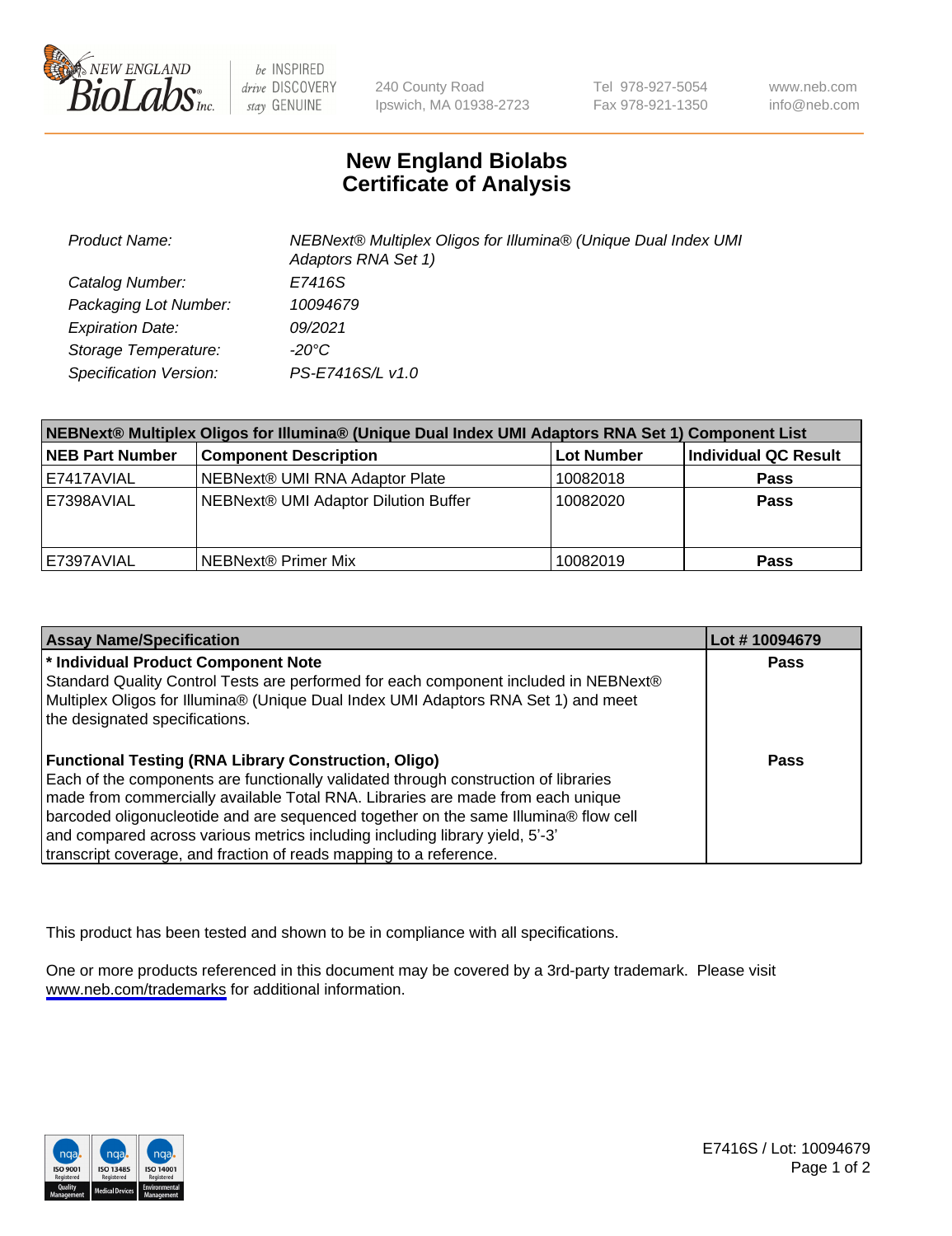New England Biolabs Inc. — be INSPIRED drive DISCOVERY stay GENUINE

240 County Road
Ipswich, MA 01938-2723

Tel 978-927-5054
Fax 978-921-1350

www.neb.com
info@neb.com

# New England Biolabs Certificate of Analysis

| | |
|---|---|
| *Product Name:* | *NEBNext® Multiplex Oligos for Illumina® (Unique Dual Index UMI Adaptors RNA Set 1)* |
| *Catalog Number:* | *E7416S* |
| *Packaging Lot Number:* | *10094679* |
| *Expiration Date:* | *09/2021* |
| *Storage Temperature:* | *-20°C* |
| *Specification Version:* | *PS-E7416S/L v1.0* |

| NEBNext® Multiplex Oligos for Illumina® (Unique Dual Index UMI Adaptors RNA Set 1) Component List | | | |
|---|---|---|---|
| **NEB Part Number** | **Component Description** | **Lot Number** | **Individual QC Result** |
| E7417AVIAL | NEBNext® UMI RNA Adaptor Plate | 10082018 | **Pass** |
| E7398AVIAL | NEBNext® UMI Adaptor Dilution Buffer | 10082020 | **Pass** |
| E7397AVIAL | NEBNext® Primer Mix | 10082019 | **Pass** |

| Assay Name/Specification | Lot # 10094679 |
|---|---|
| **\* Individual Product Component Note**<br>Standard Quality Control Tests are performed for each component included in NEBNext® Multiplex Oligos for Illumina® (Unique Dual Index UMI Adaptors RNA Set 1) and meet the designated specifications. | **Pass** |
| **Functional Testing (RNA Library Construction, Oligo)**<br>Each of the components are functionally validated through construction of libraries made from commercially available Total RNA. Libraries are made from each unique barcoded oligonucleotide and are sequenced together on the same Illumina® flow cell and compared across various metrics including including library yield, 5'-3' transcript coverage, and fraction of reads mapping to a reference. | **Pass** |

This product has been tested and shown to be in compliance with all specifications.

One or more products referenced in this document may be covered by a 3rd-party trademark. Please visit www.neb.com/trademarks for additional information.

ISO 9001 Registered Quality Management | ISO 13485 Registered Medical Devices | ISO 14001 Registered Environmental Management

E7416S / Lot: 10094679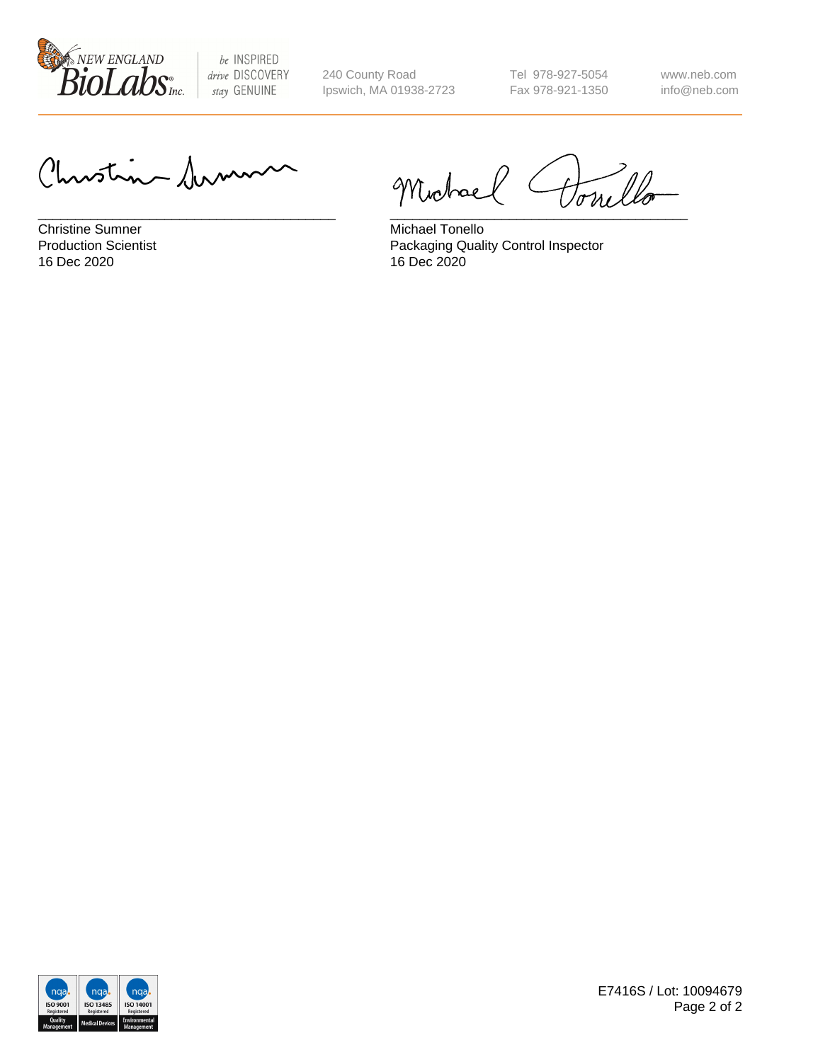Christine Sumner
Production Scientist
16 Dec 2020

Michael Tonello
Packaging Quality Control Inspector
16 Dec 2020

E7416S / Lot: 10094679